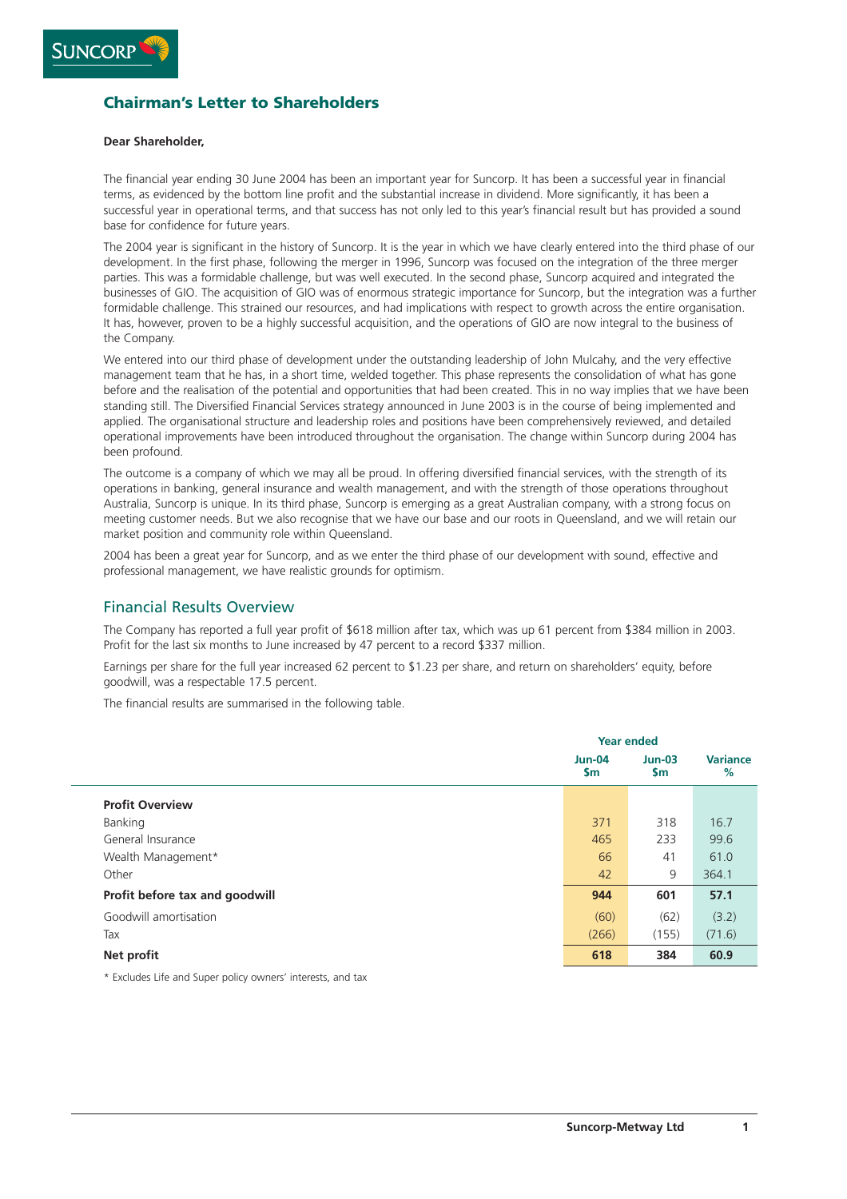## Chairman's Letter to Shareholders

**Dear Shareholder,**

The financial year ending 30 June 2004 has been an important year for Suncorp. It has been a successful year in financial terms, as evidenced by the bottom line profit and the substantial increase in dividend. More significantly, it has been a successful year in operational terms, and that success has not only led to this year's financial result but has provided a sound base for confidence for future years.

The 2004 year is significant in the history of Suncorp. It is the year in which we have clearly entered into the third phase of our development. In the first phase, following the merger in 1996, Suncorp was focused on the integration of the three merger parties. This was a formidable challenge, but was well executed. In the second phase, Suncorp acquired and integrated the businesses of GIO. The acquisition of GIO was of enormous strategic importance for Suncorp, but the integration was a further formidable challenge. This strained our resources, and had implications with respect to growth across the entire organisation. It has, however, proven to be a highly successful acquisition, and the operations of GIO are now integral to the business of the Company.

We entered into our third phase of development under the outstanding leadership of John Mulcahy, and the very effective management team that he has, in a short time, welded together. This phase represents the consolidation of what has gone before and the realisation of the potential and opportunities that had been created. This in no way implies that we have been standing still. The Diversified Financial Services strategy announced in June 2003 is in the course of being implemented and applied. The organisational structure and leadership roles and positions have been comprehensively reviewed, and detailed operational improvements have been introduced throughout the organisation. The change within Suncorp during 2004 has been profound.

The outcome is a company of which we may all be proud. In offering diversified financial services, with the strength of its operations in banking, general insurance and wealth management, and with the strength of those operations throughout Australia, Suncorp is unique. In its third phase, Suncorp is emerging as a great Australian company, with a strong focus on meeting customer needs. But we also recognise that we have our base and our roots in Queensland, and we will retain our market position and community role within Queensland.

2004 has been a great year for Suncorp, and as we enter the third phase of our development with sound, effective and professional management, we have realistic grounds for optimism.

### Financial Results Overview

The Company has reported a full year profit of $618 million after tax, which was up 61 percent from $384 million in 2003. Profit for the last six months to June increased by 47 percent to a record $337 million.

Earnings per share for the full year increased 62 percent to $1.23 per share, and return on shareholders' equity, before goodwill, was a respectable 17.5 percent.

The financial results are summarised in the following table.

| | Year ended | | |
|---|---|---|---|
| | Jun-04 $m | Jun-03 $m | Variance % |
| **Profit Overview** | | | |
| Banking | 371 | 318 | 16.7 |
| General Insurance | 465 | 233 | 99.6 |
| Wealth Management* | 66 | 41 | 61.0 |
| Other | 42 | 9 | 364.1 |
| **Profit before tax and goodwill** | **944** | **601** | **57.1** |
| Goodwill amortisation | (60) | (62) | (3.2) |
| Tax | (266) | (155) | (71.6) |
| **Net profit** | **618** | **384** | **60.9** |

\* Excludes Life and Super policy owners' interests, and tax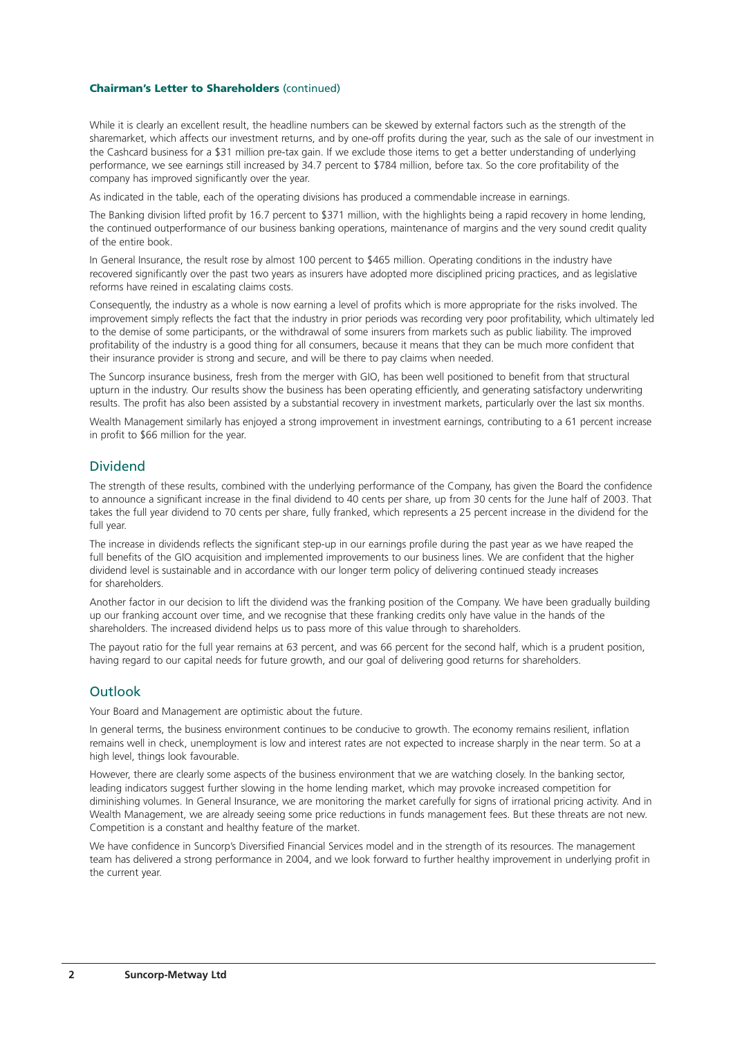**Chairman's Letter to Shareholders** (continued)

While it is clearly an excellent result, the headline numbers can be skewed by external factors such as the strength of the sharemarket, which affects our investment returns, and by one-off profits during the year, such as the sale of our investment in the Cashcard business for a $31 million pre-tax gain. If we exclude those items to get a better understanding of underlying performance, we see earnings still increased by 34.7 percent to $784 million, before tax. So the core profitability of the company has improved significantly over the year.

As indicated in the table, each of the operating divisions has produced a commendable increase in earnings.

The Banking division lifted profit by 16.7 percent to $371 million, with the highlights being a rapid recovery in home lending, the continued outperformance of our business banking operations, maintenance of margins and the very sound credit quality of the entire book.

In General Insurance, the result rose by almost 100 percent to $465 million. Operating conditions in the industry have recovered significantly over the past two years as insurers have adopted more disciplined pricing practices, and as legislative reforms have reined in escalating claims costs.

Consequently, the industry as a whole is now earning a level of profits which is more appropriate for the risks involved. The improvement simply reflects the fact that the industry in prior periods was recording very poor profitability, which ultimately led to the demise of some participants, or the withdrawal of some insurers from markets such as public liability. The improved profitability of the industry is a good thing for all consumers, because it means that they can be much more confident that their insurance provider is strong and secure, and will be there to pay claims when needed.

The Suncorp insurance business, fresh from the merger with GIO, has been well positioned to benefit from that structural upturn in the industry. Our results show the business has been operating efficiently, and generating satisfactory underwriting results. The profit has also been assisted by a substantial recovery in investment markets, particularly over the last six months.

Wealth Management similarly has enjoyed a strong improvement in investment earnings, contributing to a 61 percent increase in profit to $66 million for the year.

## Dividend

The strength of these results, combined with the underlying performance of the Company, has given the Board the confidence to announce a significant increase in the final dividend to 40 cents per share, up from 30 cents for the June half of 2003. That takes the full year dividend to 70 cents per share, fully franked, which represents a 25 percent increase in the dividend for the full year.

The increase in dividends reflects the significant step-up in our earnings profile during the past year as we have reaped the full benefits of the GIO acquisition and implemented improvements to our business lines. We are confident that the higher dividend level is sustainable and in accordance with our longer term policy of delivering continued steady increases for shareholders.

Another factor in our decision to lift the dividend was the franking position of the Company. We have been gradually building up our franking account over time, and we recognise that these franking credits only have value in the hands of the shareholders. The increased dividend helps us to pass more of this value through to shareholders.

The payout ratio for the full year remains at 63 percent, and was 66 percent for the second half, which is a prudent position, having regard to our capital needs for future growth, and our goal of delivering good returns for shareholders.

## Outlook

Your Board and Management are optimistic about the future.

In general terms, the business environment continues to be conducive to growth. The economy remains resilient, inflation remains well in check, unemployment is low and interest rates are not expected to increase sharply in the near term. So at a high level, things look favourable.

However, there are clearly some aspects of the business environment that we are watching closely. In the banking sector, leading indicators suggest further slowing in the home lending market, which may provoke increased competition for diminishing volumes. In General Insurance, we are monitoring the market carefully for signs of irrational pricing activity. And in Wealth Management, we are already seeing some price reductions in funds management fees. But these threats are not new. Competition is a constant and healthy feature of the market.

We have confidence in Suncorp's Diversified Financial Services model and in the strength of its resources. The management team has delivered a strong performance in 2004, and we look forward to further healthy improvement in underlying profit in the current year.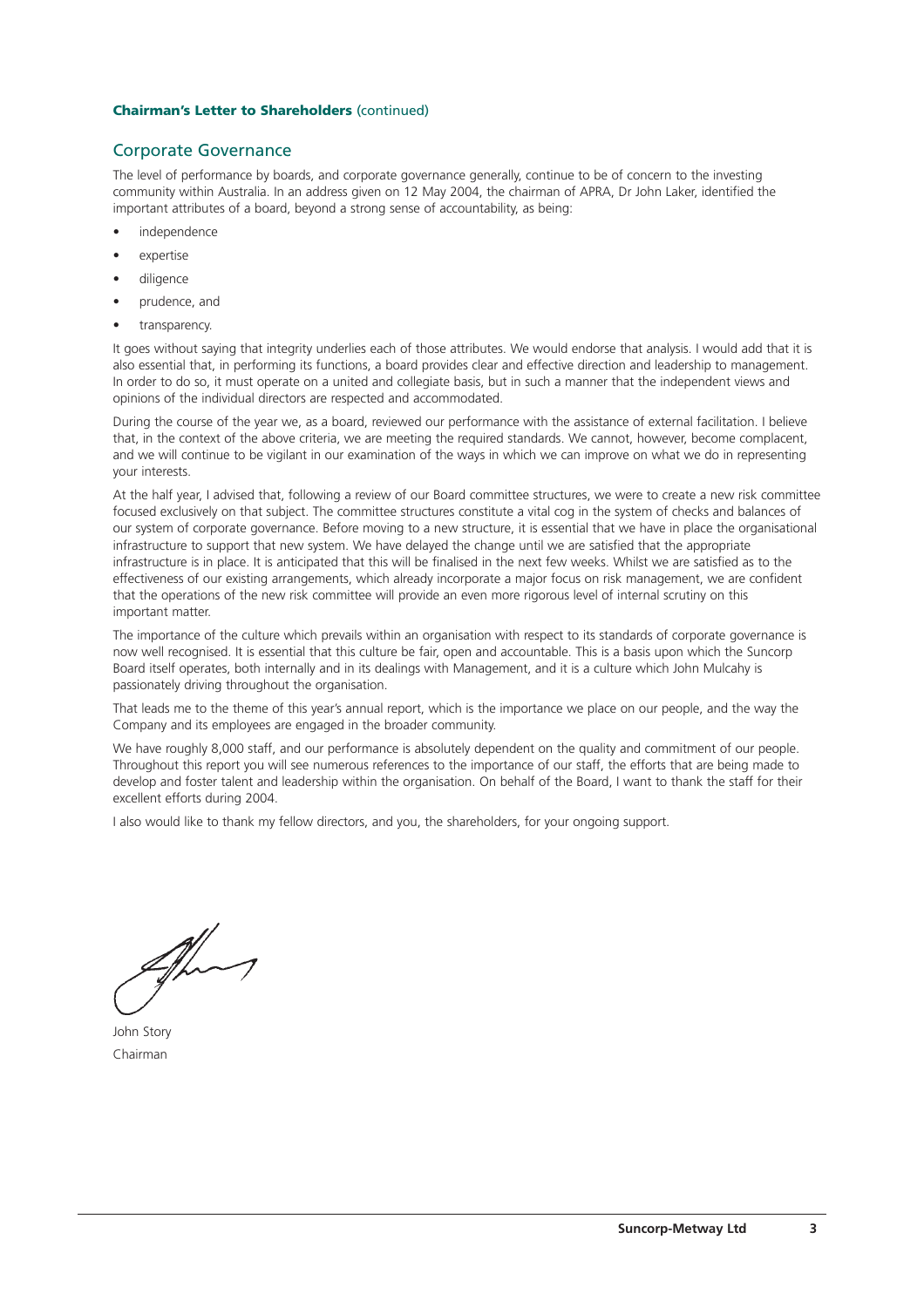**Chairman's Letter to Shareholders** (continued)

## Corporate Governance

The level of performance by boards, and corporate governance generally, continue to be of concern to the investing community within Australia. In an address given on 12 May 2004, the chairman of APRA, Dr John Laker, identified the important attributes of a board, beyond a strong sense of accountability, as being:

- independence
- expertise
- diligence
- prudence, and
- transparency.

It goes without saying that integrity underlies each of those attributes. We would endorse that analysis. I would add that it is also essential that, in performing its functions, a board provides clear and effective direction and leadership to management. In order to do so, it must operate on a united and collegiate basis, but in such a manner that the independent views and opinions of the individual directors are respected and accommodated.

During the course of the year we, as a board, reviewed our performance with the assistance of external facilitation. I believe that, in the context of the above criteria, we are meeting the required standards. We cannot, however, become complacent, and we will continue to be vigilant in our examination of the ways in which we can improve on what we do in representing your interests.

At the half year, I advised that, following a review of our Board committee structures, we were to create a new risk committee focused exclusively on that subject. The committee structures constitute a vital cog in the system of checks and balances of our system of corporate governance. Before moving to a new structure, it is essential that we have in place the organisational infrastructure to support that new system. We have delayed the change until we are satisfied that the appropriate infrastructure is in place. It is anticipated that this will be finalised in the next few weeks. Whilst we are satisfied as to the effectiveness of our existing arrangements, which already incorporate a major focus on risk management, we are confident that the operations of the new risk committee will provide an even more rigorous level of internal scrutiny on this important matter.

The importance of the culture which prevails within an organisation with respect to its standards of corporate governance is now well recognised. It is essential that this culture be fair, open and accountable. This is a basis upon which the Suncorp Board itself operates, both internally and in its dealings with Management, and it is a culture which John Mulcahy is passionately driving throughout the organisation.

That leads me to the theme of this year's annual report, which is the importance we place on our people, and the way the Company and its employees are engaged in the broader community.

We have roughly 8,000 staff, and our performance is absolutely dependent on the quality and commitment of our people. Throughout this report you will see numerous references to the importance of our staff, the efforts that are being made to develop and foster talent and leadership within the organisation. On behalf of the Board, I want to thank the staff for their excellent efforts during 2004.

I also would like to thank my fellow directors, and you, the shareholders, for your ongoing support.

John Story
Chairman